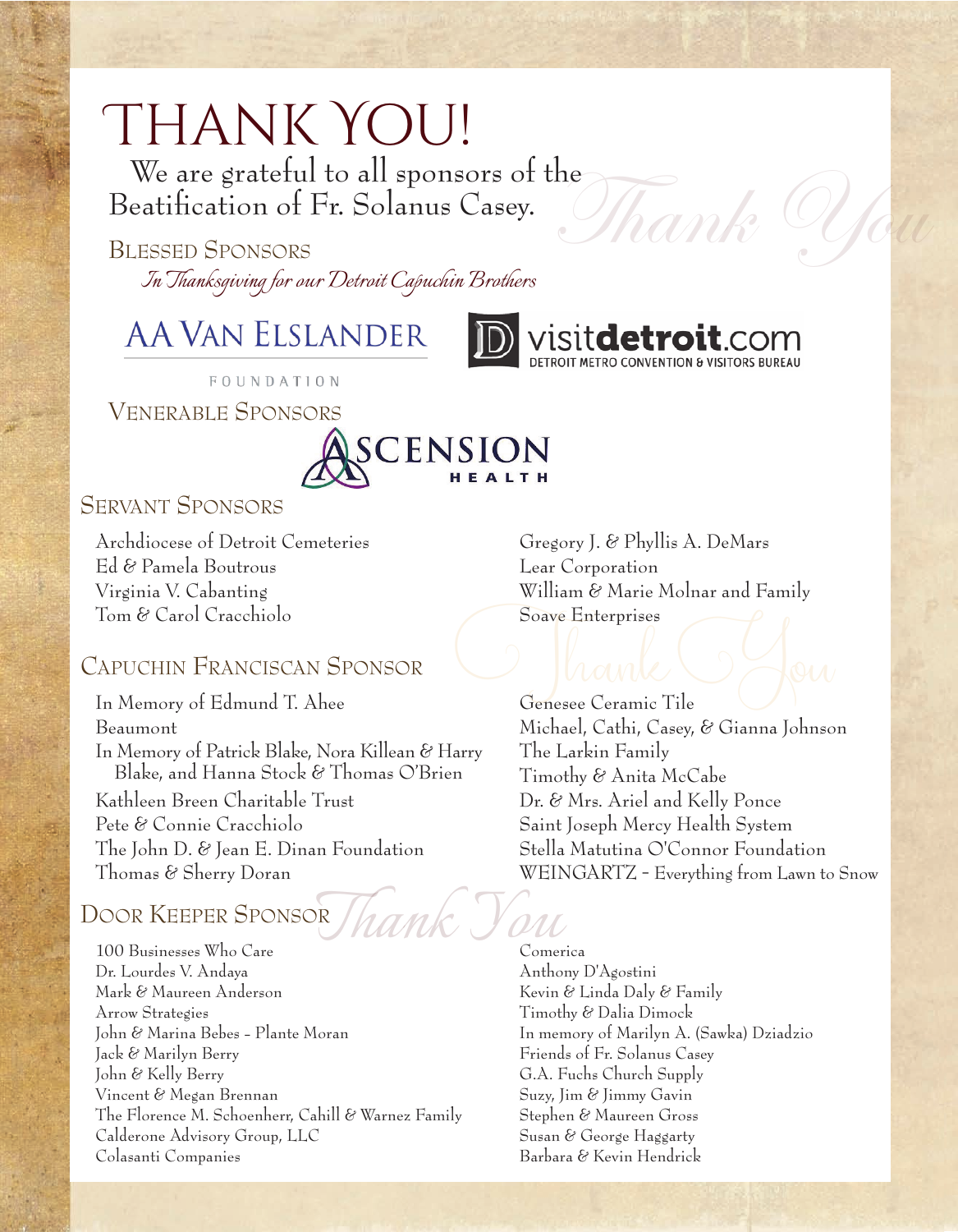# THANK YOU!

We are grateful to all sponsors of the Beatification of Fr. Solanus Casey.

## Blessed Sponsors

*In Thanksgiving for our Detroit Capuchin Brothers*

AA VAN ELSLANDER FOUNDATION

visitdetroit.com
DETROIT METRO CONVENTION & VISITORS BUREAU

## Venerable Sponsors

ASCENSION HEALTH

## Servant Sponsors

Archdiocese of Detroit Cemeteries
Ed & Pamela Boutrous
Virginia V. Cabanting
Tom & Carol Cracchiolo
Gregory J. & Phyllis A. DeMars
Lear Corporation
William & Marie Molnar and Family
Soave Enterprises

## Capuchin Franciscan Sponsor

In Memory of Edmund T. Ahee
Beaumont
In Memory of Patrick Blake, Nora Killean & Harry Blake, and Hanna Stock & Thomas O'Brien
Kathleen Breen Charitable Trust
Pete & Connie Cracchiolo
The John D. & Jean E. Dinan Foundation
Thomas & Sherry Doran
Genesee Ceramic Tile
Michael, Cathi, Casey, & Gianna Johnson
The Larkin Family
Timothy & Anita McCabe
Dr. & Mrs. Ariel and Kelly Ponce
Saint Joseph Mercy Health System
Stella Matutina O'Connor Foundation
WEINGARTZ - Everything from Lawn to Snow

## Door Keeper Sponsor

100 Businesses Who Care
Dr. Lourdes V. Andaya
Mark & Maureen Anderson
Arrow Strategies
John & Marina Bebes - Plante Moran
Jack & Marilyn Berry
John & Kelly Berry
Vincent & Megan Brennan
The Florence M. Schoenherr, Cahill & Warnez Family
Calderone Advisory Group, LLC
Colasanti Companies
Comerica
Anthony D'Agostini
Kevin & Linda Daly & Family
Timothy & Dalia Dimock
In memory of Marilyn A. (Sawka) Dziadzio
Friends of Fr. Solanus Casey
G.A. Fuchs Church Supply
Suzy, Jim & Jimmy Gavin
Stephen & Maureen Gross
Susan & George Haggarty
Barbara & Kevin Hendrick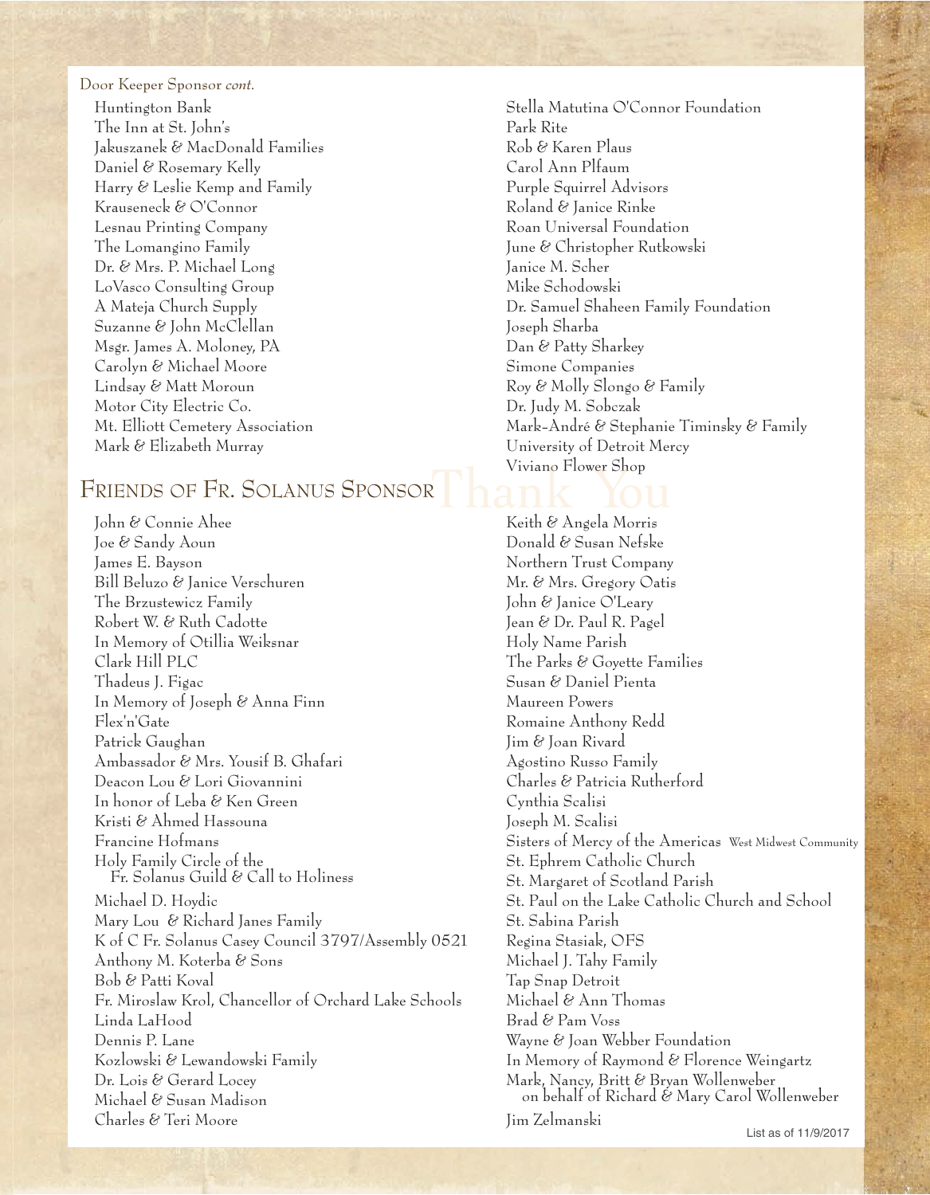Door Keeper Sponsor *cont.*

Huntington Bank
The Inn at St. John's
Jakuszanek & MacDonald Families
Daniel & Rosemary Kelly
Harry & Leslie Kemp and Family
Krauseneck & O'Connor
Lesnau Printing Company
The Lomangino Family
Dr. & Mrs. P. Michael Long
LoVasco Consulting Group
A Mateja Church Supply
Suzanne & John McClellan
Msgr. James A. Moloney, PA
Carolyn & Michael Moore
Lindsay & Matt Moroun
Motor City Electric Co.
Mt. Elliott Cemetery Association
Mark & Elizabeth Murray
Stella Matutina O'Connor Foundation
Park Rite
Rob & Karen Plaus
Carol Ann Plfaum
Purple Squirrel Advisors
Roland & Janice Rinke
Roan Universal Foundation
June & Christopher Rutkowski
Janice M. Scher
Mike Schodowski
Dr. Samuel Shaheen Family Foundation
Joseph Sharba
Dan & Patty Sharkey
Simone Companies
Roy & Molly Slongo & Family
Dr. Judy M. Sobczak
Mark-André & Stephanie Timinsky & Family
University of Detroit Mercy
Viviano Flower Shop

## Friends of Fr. Solanus Sponsor

Thank You

John & Connie Ahee
Joe & Sandy Aoun
James E. Bayson
Bill Beluzo & Janice Verschuren
The Brzustewicz Family
Robert W. & Ruth Cadotte
In Memory of Otillia Weiksnar
Clark Hill PLC
Thadeus J. Figac
In Memory of Joseph & Anna Finn
Flex'n'Gate
Patrick Gaughan
Ambassador & Mrs. Yousif B. Ghafari
Deacon Lou & Lori Giovannini
In honor of Leba & Ken Green
Kristi & Ahmed Hassouna
Francine Hofmans
Holy Family Circle of the Fr. Solanus Guild & Call to Holiness
Michael D. Hoydic
Mary Lou & Richard Janes Family
K of C Fr. Solanus Casey Council 3797/Assembly 0521
Anthony M. Koterba & Sons
Bob & Patti Koval
Fr. Miroslaw Krol, Chancellor of Orchard Lake Schools
Linda LaHood
Dennis P. Lane
Kozlowski & Lewandowski Family
Dr. Lois & Gerard Locey
Michael & Susan Madison
Charles & Teri Moore
Keith & Angela Morris
Donald & Susan Nefske
Northern Trust Company
Mr. & Mrs. Gregory Oatis
John & Janice O'Leary
Jean & Dr. Paul R. Pagel
Holy Name Parish
The Parks & Goyette Families
Susan & Daniel Pienta
Maureen Powers
Romaine Anthony Redd
Jim & Joan Rivard
Agostino Russo Family
Charles & Patricia Rutherford
Cynthia Scalisi
Joseph M. Scalisi
Sisters of Mercy of the Americas West Midwest Community
St. Ephrem Catholic Church
St. Margaret of Scotland Parish
St. Paul on the Lake Catholic Church and School
St. Sabina Parish
Regina Stasiak, OFS
Michael J. Tahy Family
Tap Snap Detroit
Michael & Ann Thomas
Brad & Pam Voss
Wayne & Joan Webber Foundation
In Memory of Raymond & Florence Weingartz
Mark, Nancy, Britt & Bryan Wollenweber on behalf of Richard & Mary Carol Wollenweber
Jim Zelmanski

List as of 11/9/2017